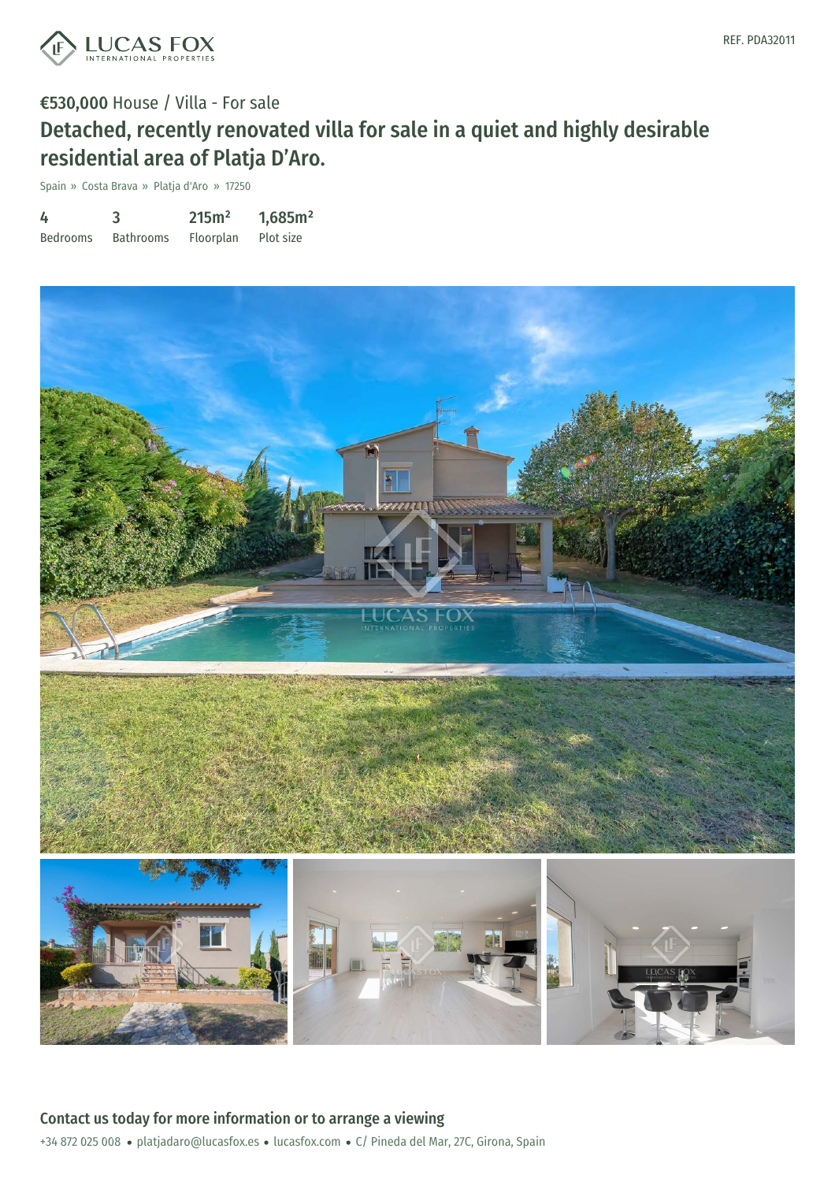REF. PDA32011

€530,000 House / Villa - For sale

# Detached, recently renovated villa for sale in a quiet and highly desirable residential area of Platja D'Aro.

Spain » Costa Brava » Platja d'Aro » 17250

| 4 | 3 | 215m² | 1,685m² |
|---|---|---|---|
| Bedrooms | Bathrooms | Floorplan | Plot size |

## Contact us today for more information or to arrange a viewing

+34 872 025 008 • platjadaro@lucasfox.es • lucasfox.com • C/ Pineda del Mar, 27C, Girona, Spain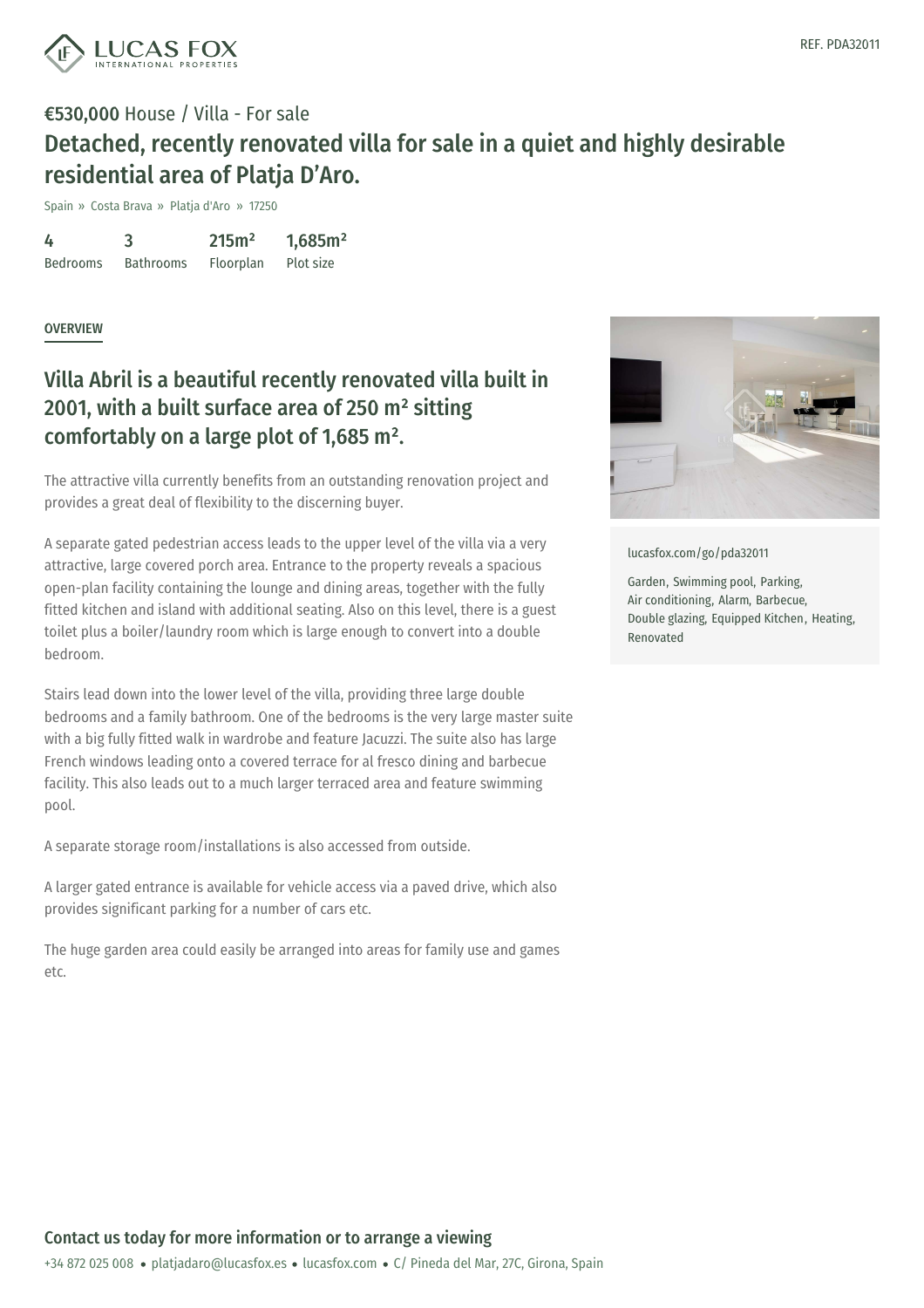REF. PDA32011

**€530,000** House / Villa - For sale

# Detached, recently renovated villa for sale in a quiet and highly desirable residential area of Platja D'Aro.

Spain » Costa Brava » Platja d'Aro » 17250

| 4 | 3 | 215m² | 1,685m² |
|---|---|---|---|
| Bedrooms | Bathrooms | Floorplan | Plot size |

## OVERVIEW

## Villa Abril is a beautiful recently renovated villa built in 2001, with a built surface area of 250 m² sitting comfortably on a large plot of 1,685 m².

The attractive villa currently benefits from an outstanding renovation project and provides a great deal of flexibility to the discerning buyer.

A separate gated pedestrian access leads to the upper level of the villa via a very attractive, large covered porch area. Entrance to the property reveals a spacious open-plan facility containing the lounge and dining areas, together with the fully fitted kitchen and island with additional seating. Also on this level, there is a guest toilet plus a boiler/laundry room which is large enough to convert into a double bedroom.

Stairs lead down into the lower level of the villa, providing three large double bedrooms and a family bathroom. One of the bedrooms is the very large master suite with a big fully fitted walk in wardrobe and feature Jacuzzi. The suite also has large French windows leading onto a covered terrace for al fresco dining and barbecue facility. This also leads out to a much larger terraced area and feature swimming pool.

A separate storage room/installations is also accessed from outside.

A larger gated entrance is available for vehicle access via a paved drive, which also provides significant parking for a number of cars etc.

The huge garden area could easily be arranged into areas for family use and games etc.

lucasfox.com/go/pda32011

Garden, Swimming pool, Parking, Air conditioning, Alarm, Barbecue, Double glazing, Equipped Kitchen, Heating, Renovated

**Contact us today for more information or to arrange a viewing**

+34 872 025 008 • platjadaro@lucasfox.es • lucasfox.com • C/ Pineda del Mar, 27C, Girona, Spain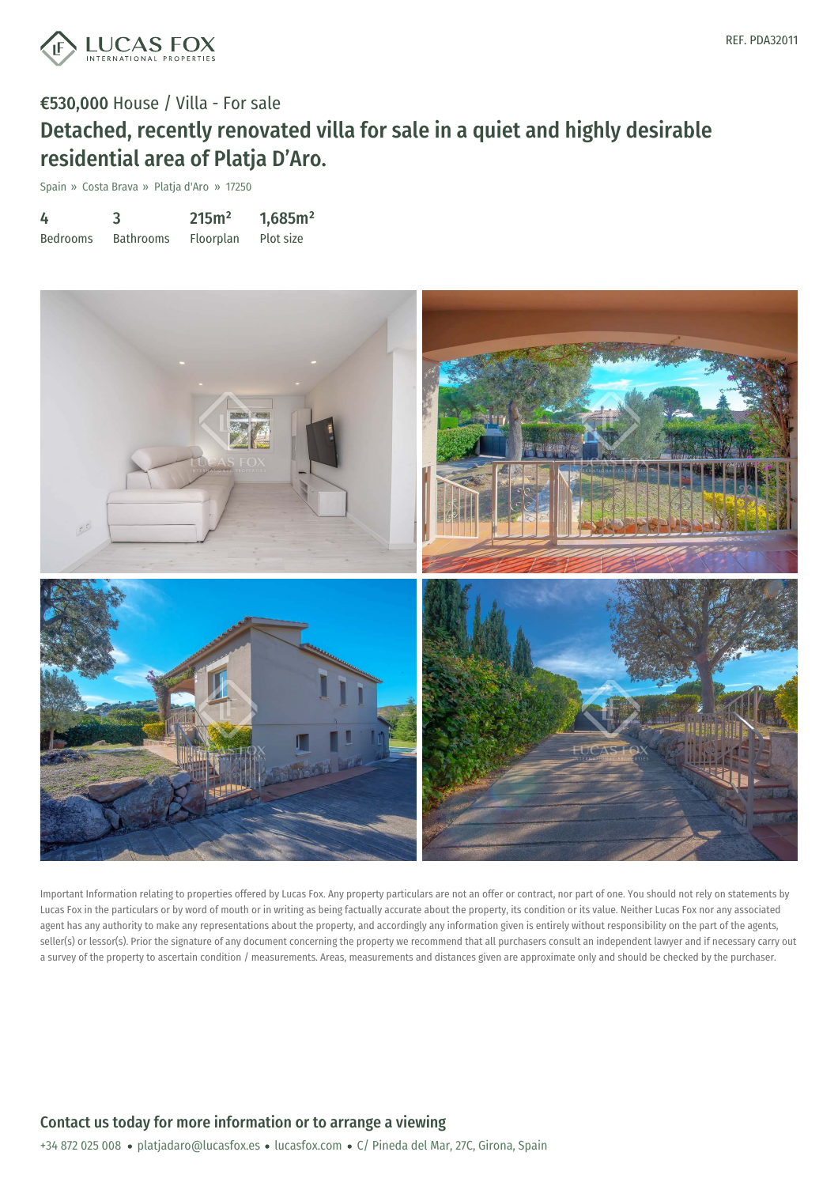REF. PDA32011

# €530,000 House / Villa - For sale

## Detached, recently renovated villa for sale in a quiet and highly desirable residential area of Platja D'Aro.

Spain » Costa Brava » Platja d'Aro » 17250

| 4 | 3 | 215m² | 1,685m² |
|---|---|---|---|
| Bedrooms | Bathrooms | Floorplan | Plot size |

Important Information relating to properties offered by Lucas Fox. Any property particulars are not an offer or contract, nor part of one. You should not rely on statements by Lucas Fox in the particulars or by word of mouth or in writing as being factually accurate about the property, its condition or its value. Neither Lucas Fox nor any associated agent has any authority to make any representations about the property, and accordingly any information given is entirely without responsibility on the part of the agents, seller(s) or lessor(s). Prior the signature of any document concerning the property we recommend that all purchasers consult an independent lawyer and if necessary carry out a survey of the property to ascertain condition / measurements. Areas, measurements and distances given are approximate only and should be checked by the purchaser.

## Contact us today for more information or to arrange a viewing

+34 872 025 008 • platjadaro@lucasfox.es • lucasfox.com • C/ Pineda del Mar, 27C, Girona, Spain